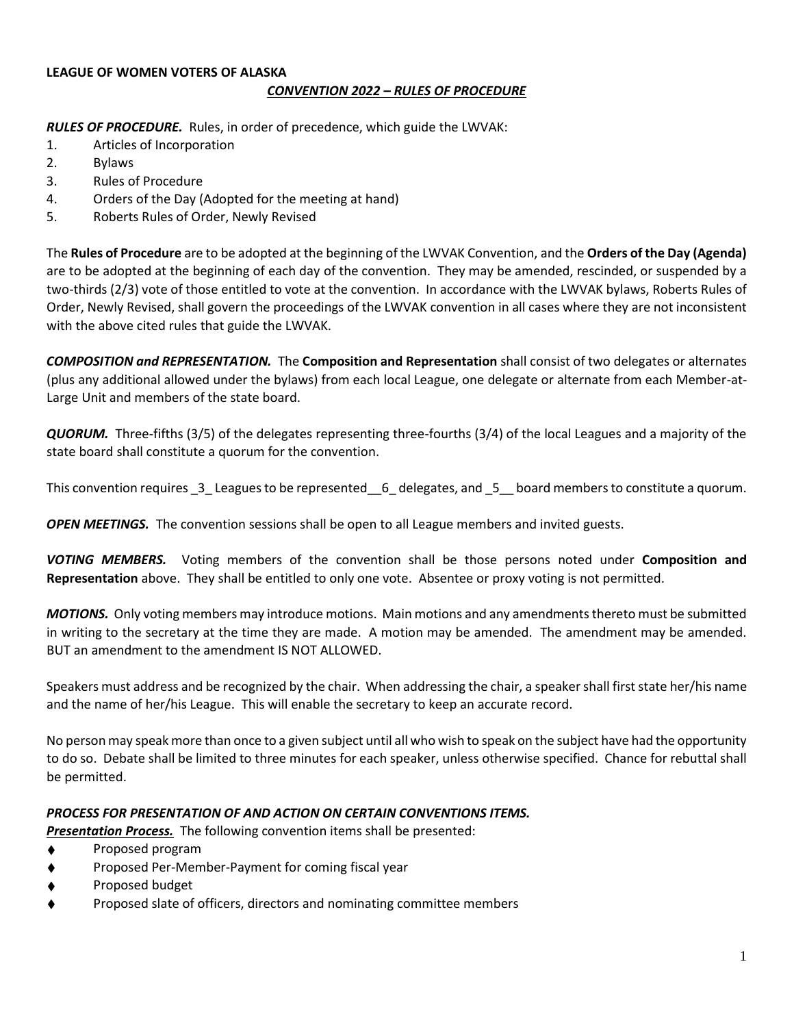**LEAGUE OF WOMEN VOTERS OF ALASKA**

***CONVENTION 2022 – RULES OF PROCEDURE***

***RULES OF PROCEDURE.*** Rules, in order of precedence, which guide the LWVAK:

1. Articles of Incorporation
2. Bylaws
3. Rules of Procedure
4. Orders of the Day (Adopted for the meeting at hand)
5. Roberts Rules of Order, Newly Revised

The **Rules of Procedure** are to be adopted at the beginning of the LWVAK Convention, and the **Orders of the Day (Agenda)** are to be adopted at the beginning of each day of the convention. They may be amended, rescinded, or suspended by a two-thirds (2/3) vote of those entitled to vote at the convention. In accordance with the LWVAK bylaws, Roberts Rules of Order, Newly Revised, shall govern the proceedings of the LWVAK convention in all cases where they are not inconsistent with the above cited rules that guide the LWVAK.

***COMPOSITION and REPRESENTATION.*** The **Composition and Representation** shall consist of two delegates or alternates (plus any additional allowed under the bylaws) from each local League, one delegate or alternate from each Member-at-Large Unit and members of the state board.

***QUORUM.*** Three-fifths (3/5) of the delegates representing three-fourths (3/4) of the local Leagues and a majority of the state board shall constitute a quorum for the convention.

This convention requires _3_ Leagues to be represented__6_ delegates, and _5__ board members to constitute a quorum.

***OPEN MEETINGS.*** The convention sessions shall be open to all League members and invited guests.

***VOTING MEMBERS.*** Voting members of the convention shall be those persons noted under **Composition and Representation** above. They shall be entitled to only one vote. Absentee or proxy voting is not permitted.

***MOTIONS.*** Only voting members may introduce motions. Main motions and any amendments thereto must be submitted in writing to the secretary at the time they are made. A motion may be amended. The amendment may be amended. BUT an amendment to the amendment IS NOT ALLOWED.

Speakers must address and be recognized by the chair. When addressing the chair, a speaker shall first state her/his name and the name of her/his League. This will enable the secretary to keep an accurate record.

No person may speak more than once to a given subject until all who wish to speak on the subject have had the opportunity to do so. Debate shall be limited to three minutes for each speaker, unless otherwise specified. Chance for rebuttal shall be permitted.

***PROCESS FOR PRESENTATION OF AND ACTION ON CERTAIN CONVENTIONS ITEMS.***

***Presentation Process.*** The following convention items shall be presented:

- Proposed program
- Proposed Per-Member-Payment for coming fiscal year
- Proposed budget
- Proposed slate of officers, directors and nominating committee members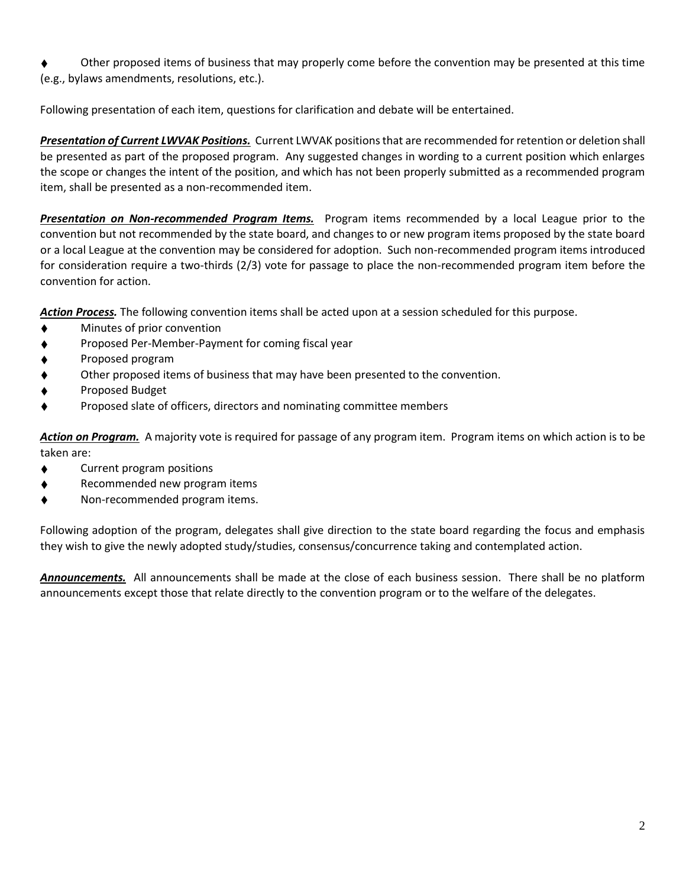- Other proposed items of business that may properly come before the convention may be presented at this time (e.g., bylaws amendments, resolutions, etc.).

Following presentation of each item, questions for clarification and debate will be entertained.

***Presentation of Current LWVAK Positions.*** Current LWVAK positions that are recommended for retention or deletion shall be presented as part of the proposed program. Any suggested changes in wording to a current position which enlarges the scope or changes the intent of the position, and which has not been properly submitted as a recommended program item, shall be presented as a non-recommended item.

***Presentation on Non-recommended Program Items.*** Program items recommended by a local League prior to the convention but not recommended by the state board, and changes to or new program items proposed by the state board or a local League at the convention may be considered for adoption. Such non-recommended program items introduced for consideration require a two-thirds (2/3) vote for passage to place the non-recommended program item before the convention for action.

***Action Process.*** The following convention items shall be acted upon at a session scheduled for this purpose.

- Minutes of prior convention
- Proposed Per-Member-Payment for coming fiscal year
- Proposed program
- Other proposed items of business that may have been presented to the convention.
- Proposed Budget
- Proposed slate of officers, directors and nominating committee members

***Action on Program.*** A majority vote is required for passage of any program item. Program items on which action is to be taken are:

- Current program positions
- Recommended new program items
- Non-recommended program items.

Following adoption of the program, delegates shall give direction to the state board regarding the focus and emphasis they wish to give the newly adopted study/studies, consensus/concurrence taking and contemplated action.

***Announcements.*** All announcements shall be made at the close of each business session. There shall be no platform announcements except those that relate directly to the convention program or to the welfare of the delegates.